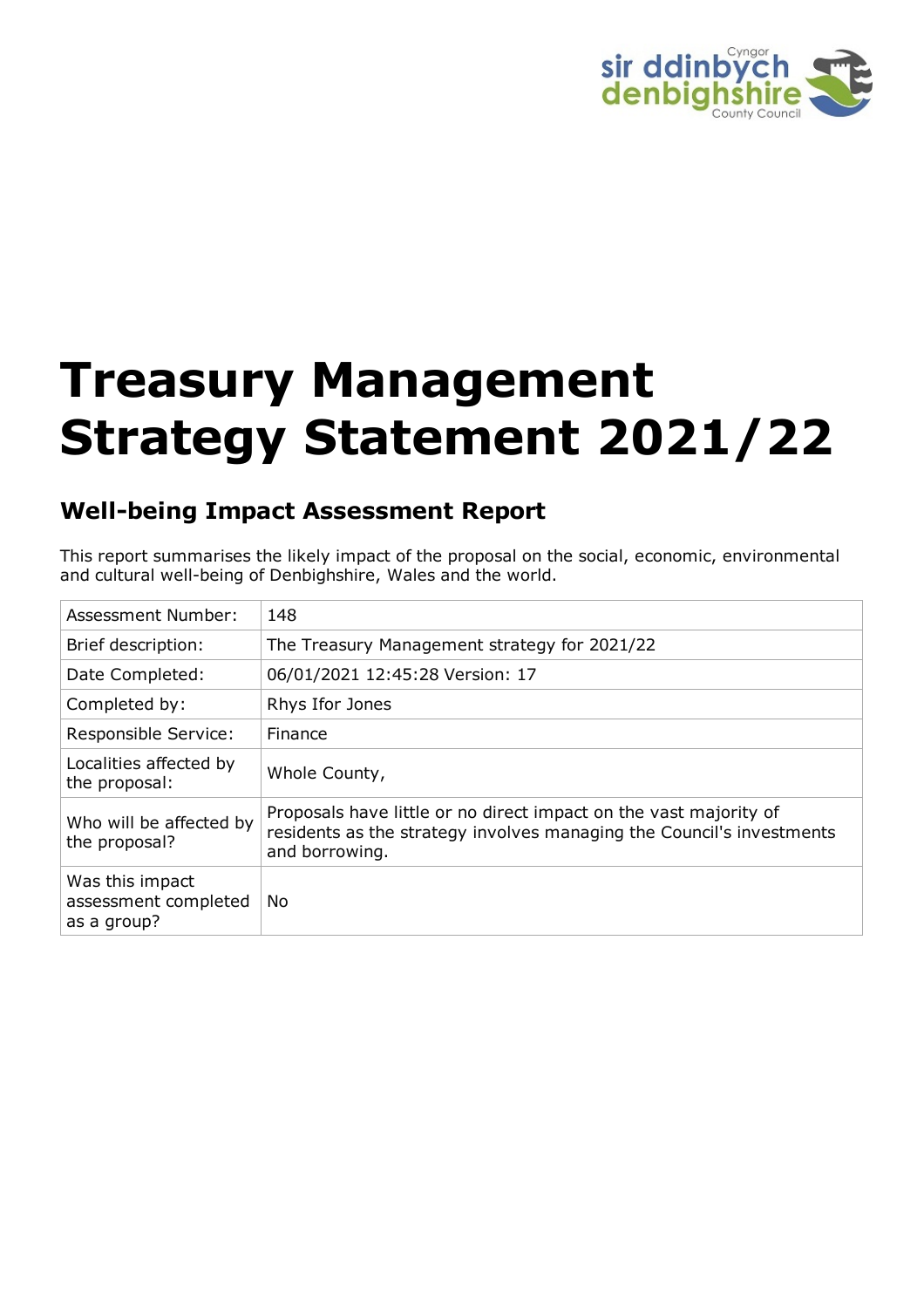# Treasury Management Strategy Statement 2021/22

## Well-being Impact Assessment Report

This report summarises the likely impact of the proposal on the social, economic, environmental and cultural well-being of Denbighshire, Wales and the world.

| | |
|---|---|
| Assessment Number: | 148 |
| Brief description: | The Treasury Management strategy for 2021/22 |
| Date Completed: | 06/01/2021 12:45:28 Version: 17 |
| Completed by: | Rhys Ifor Jones |
| Responsible Service: | Finance |
| Localities affected by the proposal: | Whole County, |
| Who will be affected by the proposal? | Proposals have little or no direct impact on the vast majority of residents as the strategy involves managing the Council's investments and borrowing. |
| Was this impact assessment completed as a group? | No |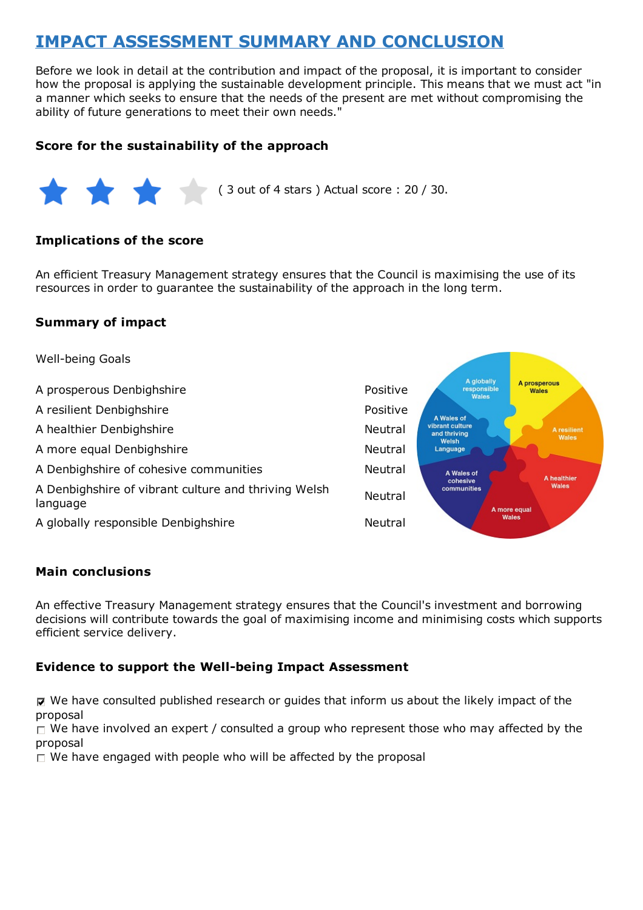# IMPACT ASSESSMENT SUMMARY AND CONCLUSION

Before we look in detail at the contribution and impact of the proposal, it is important to consider how the proposal is applying the sustainable development principle. This means that we must act "in a manner which seeks to ensure that the needs of the present are met without compromising the ability of future generations to meet their own needs."

### Score for the sustainability of the approach

( 3 out of 4 stars ) Actual score : 20 / 30.

### Implications of the score

An efficient Treasury Management strategy ensures that the Council is maximising the use of its resources in order to guarantee the sustainability of the approach in the long term.

### Summary of impact

| Well-being Goals | |
|---|---|
| A prosperous Denbighshire | Positive |
| A resilient Denbighshire | Positive |
| A healthier Denbighshire | Neutral |
| A more equal Denbighshire | Neutral |
| A Denbighshire of cohesive communities | Neutral |
| A Denbighshire of vibrant culture and thriving Welsh language | Neutral |
| A globally responsible Denbighshire | Neutral |

### Main conclusions

An effective Treasury Management strategy ensures that the Council's investment and borrowing decisions will contribute towards the goal of maximising income and minimising costs which supports efficient service delivery.

### Evidence to support the Well-being Impact Assessment

- [x] We have consulted published research or guides that inform us about the likely impact of the proposal
- [ ] We have involved an expert / consulted a group who represent those who may affected by the proposal
- [ ] We have engaged with people who will be affected by the proposal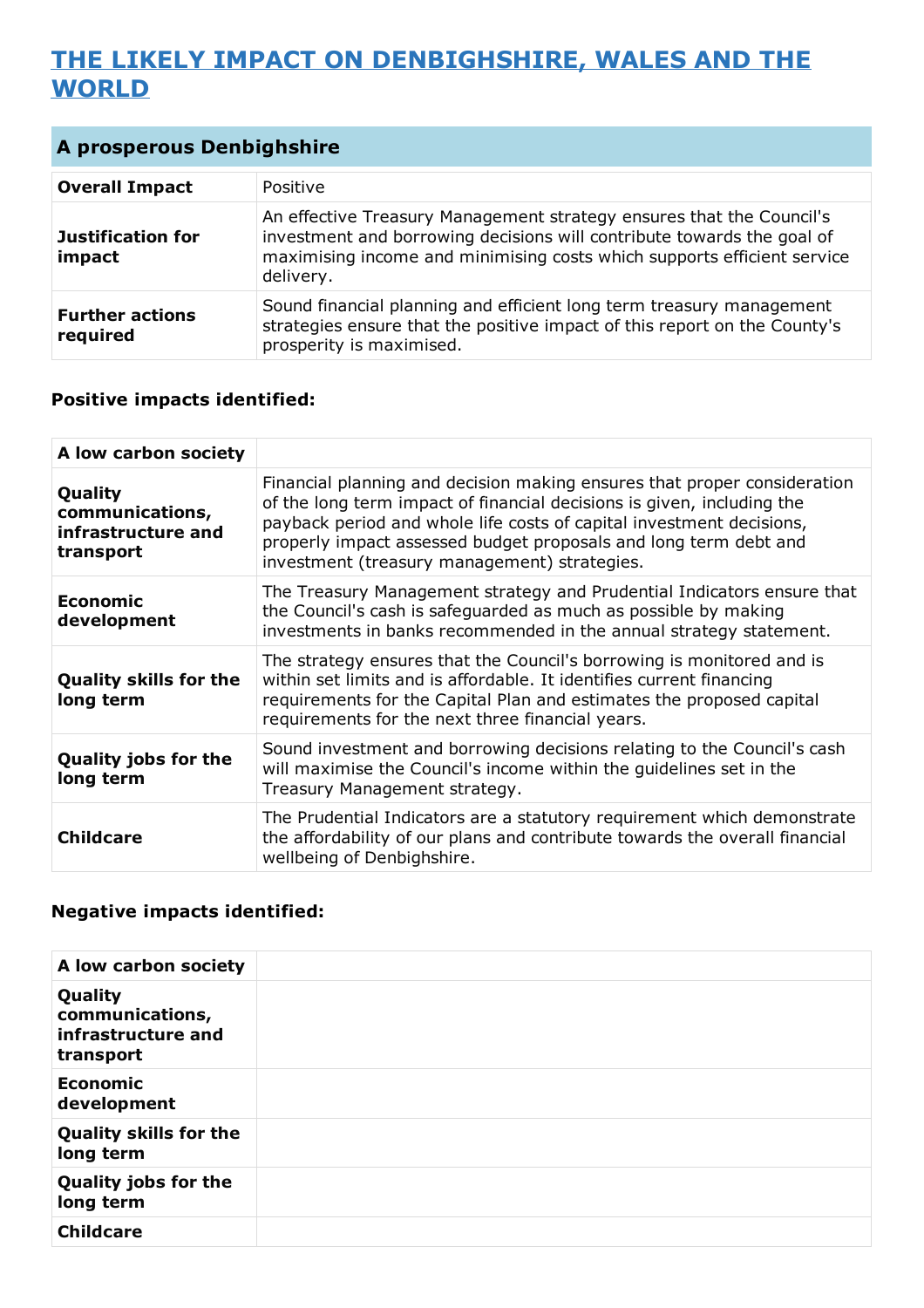# THE LIKELY IMPACT ON DENBIGHSHIRE, WALES AND THE WORLD

## A prosperous Denbighshire

| | |
|---|---|
| **Overall Impact** | Positive |
| **Justification for impact** | An effective Treasury Management strategy ensures that the Council's investment and borrowing decisions will contribute towards the goal of maximising income and minimising costs which supports efficient service delivery. |
| **Further actions required** | Sound financial planning and efficient long term treasury management strategies ensure that the positive impact of this report on the County's prosperity is maximised. |

### Positive impacts identified:

| | |
|---|---|
| **A low carbon society** | |
| **Quality communications, infrastructure and transport** | Financial planning and decision making ensures that proper consideration of the long term impact of financial decisions is given, including the payback period and whole life costs of capital investment decisions, properly impact assessed budget proposals and long term debt and investment (treasury management) strategies. |
| **Economic development** | The Treasury Management strategy and Prudential Indicators ensure that the Council's cash is safeguarded as much as possible by making investments in banks recommended in the annual strategy statement. |
| **Quality skills for the long term** | The strategy ensures that the Council's borrowing is monitored and is within set limits and is affordable. It identifies current financing requirements for the Capital Plan and estimates the proposed capital requirements for the next three financial years. |
| **Quality jobs for the long term** | Sound investment and borrowing decisions relating to the Council's cash will maximise the Council's income within the guidelines set in the Treasury Management strategy. |
| **Childcare** | The Prudential Indicators are a statutory requirement which demonstrate the affordability of our plans and contribute towards the overall financial wellbeing of Denbighshire. |

### Negative impacts identified:

| | |
|---|---|
| **A low carbon society** | |
| **Quality communications, infrastructure and transport** | |
| **Economic development** | |
| **Quality skills for the long term** | |
| **Quality jobs for the long term** | |
| **Childcare** | |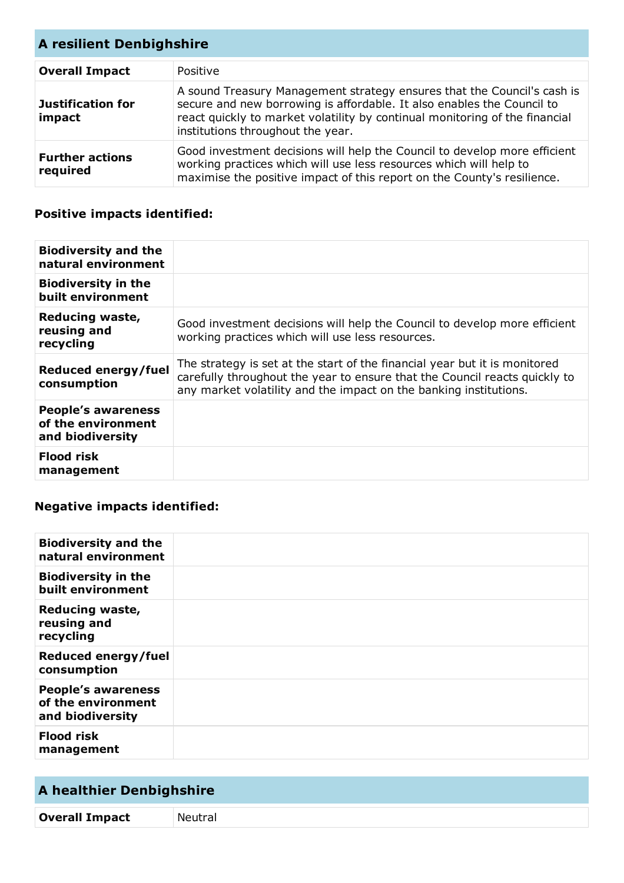## A resilient Denbighshire

| | |
|---|---|
| **Overall Impact** | Positive |
| **Justification for impact** | A sound Treasury Management strategy ensures that the Council's cash is secure and new borrowing is affordable. It also enables the Council to react quickly to market volatility by continual monitoring of the financial institutions throughout the year. |
| **Further actions required** | Good investment decisions will help the Council to develop more efficient working practices which will use less resources which will help to maximise the positive impact of this report on the County's resilience. |

### Positive impacts identified:

| | |
|---|---|
| **Biodiversity and the natural environment** | |
| **Biodiversity in the built environment** | |
| **Reducing waste, reusing and recycling** | Good investment decisions will help the Council to develop more efficient working practices which will use less resources. |
| **Reduced energy/fuel consumption** | The strategy is set at the start of the financial year but it is monitored carefully throughout the year to ensure that the Council reacts quickly to any market volatility and the impact on the banking institutions. |
| **People's awareness of the environment and biodiversity** | |
| **Flood risk management** | |

### Negative impacts identified:

| | |
|---|---|
| **Biodiversity and the natural environment** | |
| **Biodiversity in the built environment** | |
| **Reducing waste, reusing and recycling** | |
| **Reduced energy/fuel consumption** | |
| **People's awareness of the environment and biodiversity** | |
| **Flood risk management** | |

## A healthier Denbighshire

| | |
|---|---|
| **Overall Impact** | Neutral |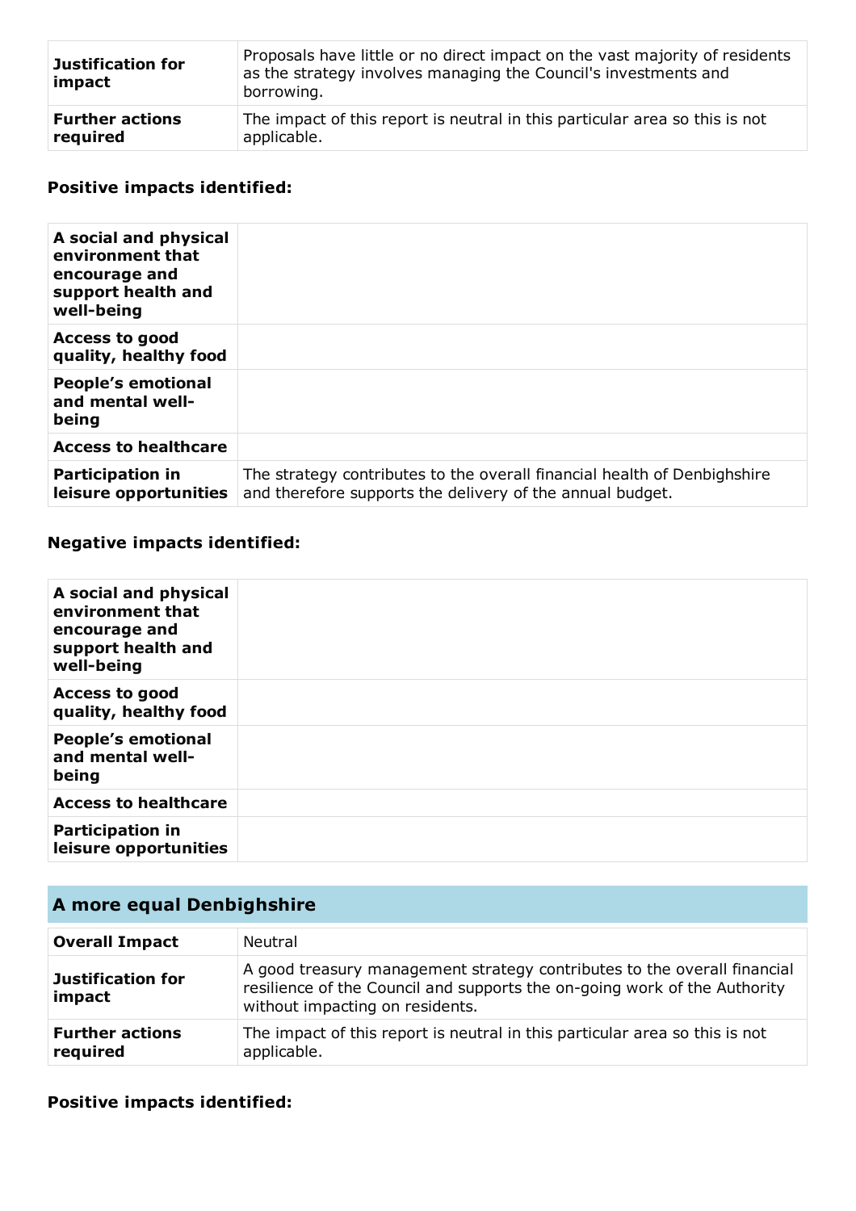| | |
|---|---|
| **Justification for impact** | Proposals have little or no direct impact on the vast majority of residents as the strategy involves managing the Council's investments and borrowing. |
| **Further actions required** | The impact of this report is neutral in this particular area so this is not applicable. |

**Positive impacts identified:**

| | |
|---|---|
| **A social and physical environment that encourage and support health and well-being** | |
| **Access to good quality, healthy food** | |
| **People's emotional and mental well-being** | |
| **Access to healthcare** | |
| **Participation in leisure opportunities** | The strategy contributes to the overall financial health of Denbighshire and therefore supports the delivery of the annual budget. |

**Negative impacts identified:**

| | |
|---|---|
| **A social and physical environment that encourage and support health and well-being** | |
| **Access to good quality, healthy food** | |
| **People's emotional and mental well-being** | |
| **Access to healthcare** | |
| **Participation in leisure opportunities** | |

## A more equal Denbighshire

| | |
|---|---|
| **Overall Impact** | Neutral |
| **Justification for impact** | A good treasury management strategy contributes to the overall financial resilience of the Council and supports the on-going work of the Authority without impacting on residents. |
| **Further actions required** | The impact of this report is neutral in this particular area so this is not applicable. |

**Positive impacts identified:**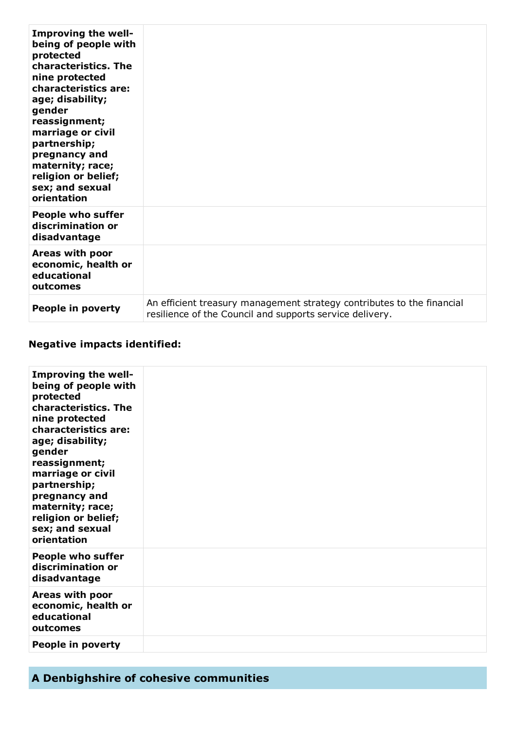| | |
|---|---|
| **Improving the well-being of people with protected characteristics. The nine protected characteristics are: age; disability; gender reassignment; marriage or civil partnership; pregnancy and maternity; race; religion or belief; sex; and sexual orientation** | |
| **People who suffer discrimination or disadvantage** | |
| **Areas with poor economic, health or educational outcomes** | |
| **People in poverty** | An efficient treasury management strategy contributes to the financial resilience of the Council and supports service delivery. |

### Negative impacts identified:

| | |
|---|---|
| **Improving the well-being of people with protected characteristics. The nine protected characteristics are: age; disability; gender reassignment; marriage or civil partnership; pregnancy and maternity; race; religion or belief; sex; and sexual orientation** | |
| **People who suffer discrimination or disadvantage** | |
| **Areas with poor economic, health or educational outcomes** | |
| **People in poverty** | |

## A Denbighshire of cohesive communities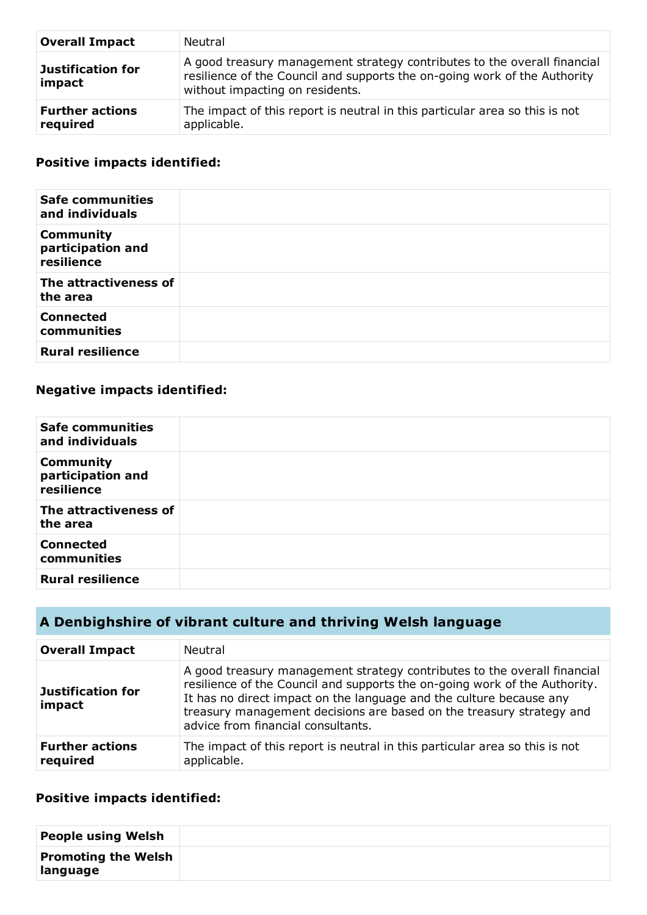| | |
|---|---|
| **Overall Impact** | Neutral |
| **Justification for impact** | A good treasury management strategy contributes to the overall financial resilience of the Council and supports the on-going work of the Authority without impacting on residents. |
| **Further actions required** | The impact of this report is neutral in this particular area so this is not applicable. |

### Positive impacts identified:

| | |
|---|---|
| **Safe communities and individuals** | |
| **Community participation and resilience** | |
| **The attractiveness of the area** | |
| **Connected communities** | |
| **Rural resilience** | |

### Negative impacts identified:

| | |
|---|---|
| **Safe communities and individuals** | |
| **Community participation and resilience** | |
| **The attractiveness of the area** | |
| **Connected communities** | |
| **Rural resilience** | |

## A Denbighshire of vibrant culture and thriving Welsh language

| | |
|---|---|
| **Overall Impact** | Neutral |
| **Justification for impact** | A good treasury management strategy contributes to the overall financial resilience of the Council and supports the on-going work of the Authority. It has no direct impact on the language and the culture because any treasury management decisions are based on the treasury strategy and advice from financial consultants. |
| **Further actions required** | The impact of this report is neutral in this particular area so this is not applicable. |

### Positive impacts identified:

| | |
|---|---|
| **People using Welsh** | |
| **Promoting the Welsh language** | |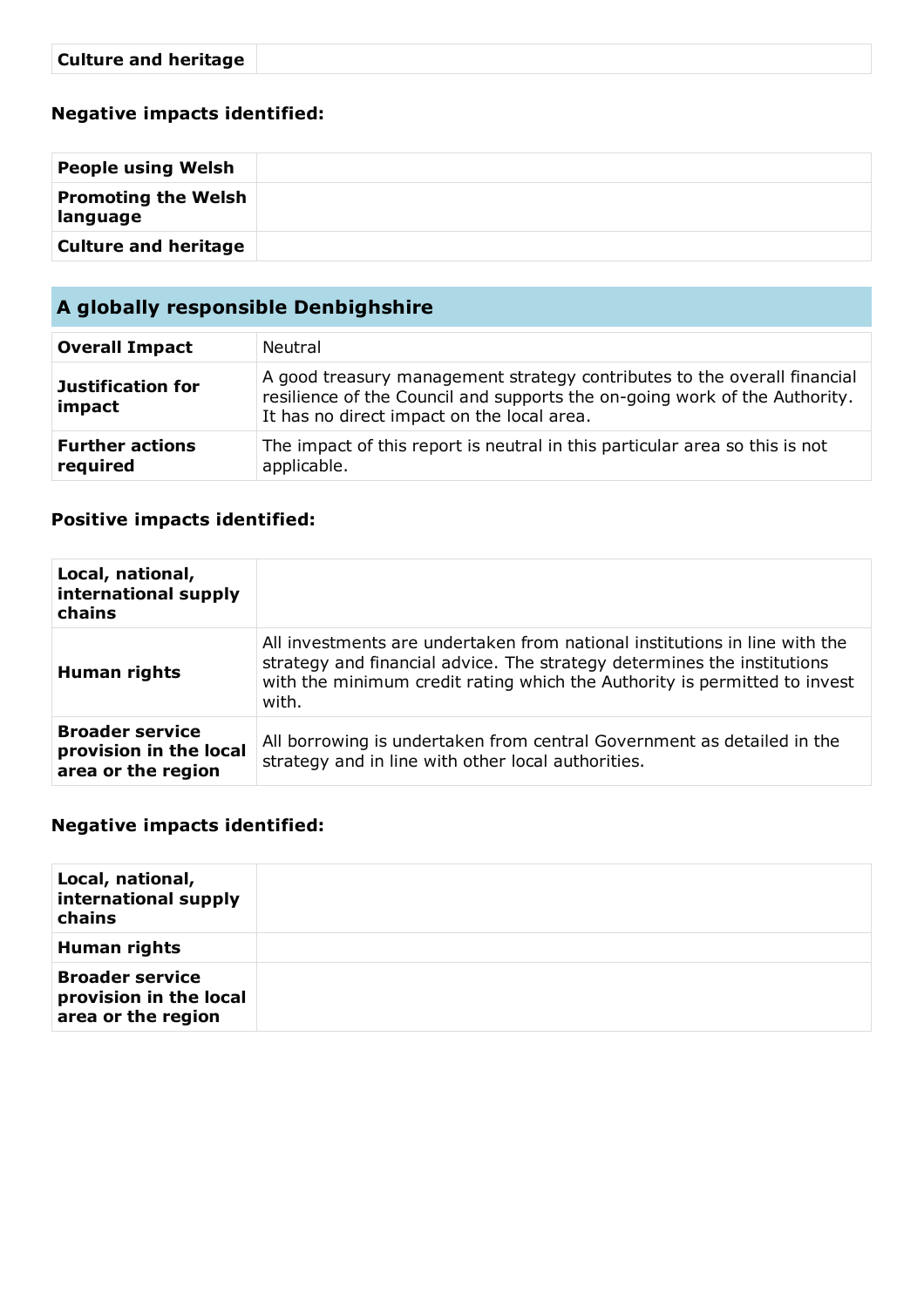| | |
|---|---|
| **Culture and heritage** | |

**Negative impacts identified:**

| | |
|---|---|
| **People using Welsh** | |
| **Promoting the Welsh language** | |
| **Culture and heritage** | |

## A globally responsible Denbighshire

| | |
|---|---|
| **Overall Impact** | Neutral |
| **Justification for impact** | A good treasury management strategy contributes to the overall financial resilience of the Council and supports the on-going work of the Authority. It has no direct impact on the local area. |
| **Further actions required** | The impact of this report is neutral in this particular area so this is not applicable. |

**Positive impacts identified:**

| | |
|---|---|
| **Local, national, international supply chains** | |
| **Human rights** | All investments are undertaken from national institutions in line with the strategy and financial advice. The strategy determines the institutions with the minimum credit rating which the Authority is permitted to invest with. |
| **Broader service provision in the local area or the region** | All borrowing is undertaken from central Government as detailed in the strategy and in line with other local authorities. |

**Negative impacts identified:**

| | |
|---|---|
| **Local, national, international supply chains** | |
| **Human rights** | |
| **Broader service provision in the local area or the region** | |